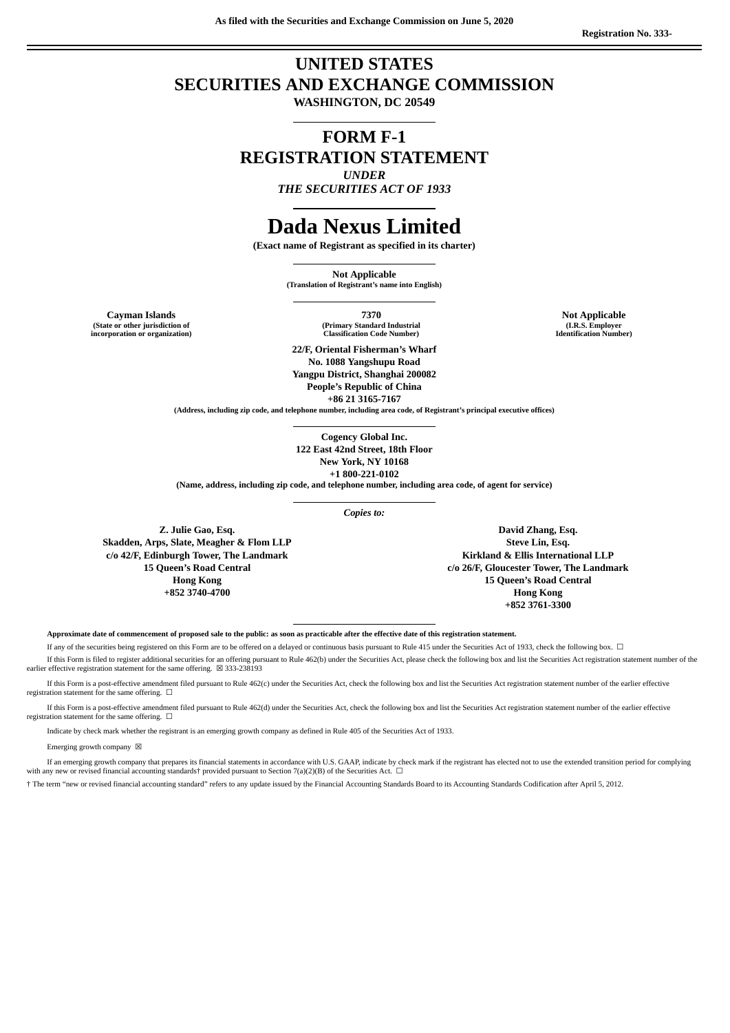**As filed with the Securities and Exchange Commission on June 5, 2020**

**Registration No. 333-**

# UNITED STATES
# SECURITIES AND EXCHANGE COMMISSION

**WASHINGTON, DC 20549**

---

# FORM F-1
# REGISTRATION STATEMENT

***UNDER***

***THE SECURITIES ACT OF 1933***

---

# Dada Nexus Limited

**(Exact name of Registrant as specified in its charter)**

---

**Not Applicable**

**(Translation of Registrant's name into English)**

---

| **Cayman Islands** | **7370** | **Not Applicable** |
|---|---|---|
| **(State or other jurisdiction of incorporation or organization)** | **(Primary Standard Industrial Classification Code Number)** | **(I.R.S. Employer Identification Number)** |

**22/F, Oriental Fisherman's Wharf**
**No. 1088 Yangshupu Road**
**Yangpu District, Shanghai 200082**
**People's Republic of China**
**+86 21 3165-7167**

**(Address, including zip code, and telephone number, including area code, of Registrant's principal executive offices)**

---

**Cogency Global Inc.**
**122 East 42nd Street, 18th Floor**
**New York, NY 10168**
**+1 800-221-0102**

**(Name, address, including zip code, and telephone number, including area code, of agent for service)**

---

***Copies to:***

**Z. Julie Gao, Esq.**
**Skadden, Arps, Slate, Meagher & Flom LLP**
**c/o 42/F, Edinburgh Tower, The Landmark**
**15 Queen's Road Central**
**Hong Kong**
**+852 3740-4700**

**David Zhang, Esq.**
**Steve Lin, Esq.**
**Kirkland & Ellis International LLP**
**c/o 26/F, Gloucester Tower, The Landmark**
**15 Queen's Road Central**
**Hong Kong**
**+852 3761-3300**

---

**Approximate date of commencement of proposed sale to the public: as soon as practicable after the effective date of this registration statement.**

If any of the securities being registered on this Form are to be offered on a delayed or continuous basis pursuant to Rule 415 under the Securities Act of 1933, check the following box. ☐

If this Form is filed to register additional securities for an offering pursuant to Rule 462(b) under the Securities Act, please check the following box and list the Securities Act registration statement number of the earlier effective registration statement for the same offering. ☒ 333-238193

If this Form is a post-effective amendment filed pursuant to Rule 462(c) under the Securities Act, check the following box and list the Securities Act registration statement number of the earlier effective registration statement for the same offering. ☐

If this Form is a post-effective amendment filed pursuant to Rule 462(d) under the Securities Act, check the following box and list the Securities Act registration statement number of the earlier effective registration statement for the same offering. ☐

Indicate by check mark whether the registrant is an emerging growth company as defined in Rule 405 of the Securities Act of 1933.

Emerging growth company ☒

If an emerging growth company that prepares its financial statements in accordance with U.S. GAAP, indicate by check mark if the registrant has elected not to use the extended transition period for complying with any new or revised financial accounting standards† provided pursuant to Section 7(a)(2)(B) of the Securities Act. ☐

† The term "new or revised financial accounting standard" refers to any update issued by the Financial Accounting Standards Board to its Accounting Standards Codification after April 5, 2012.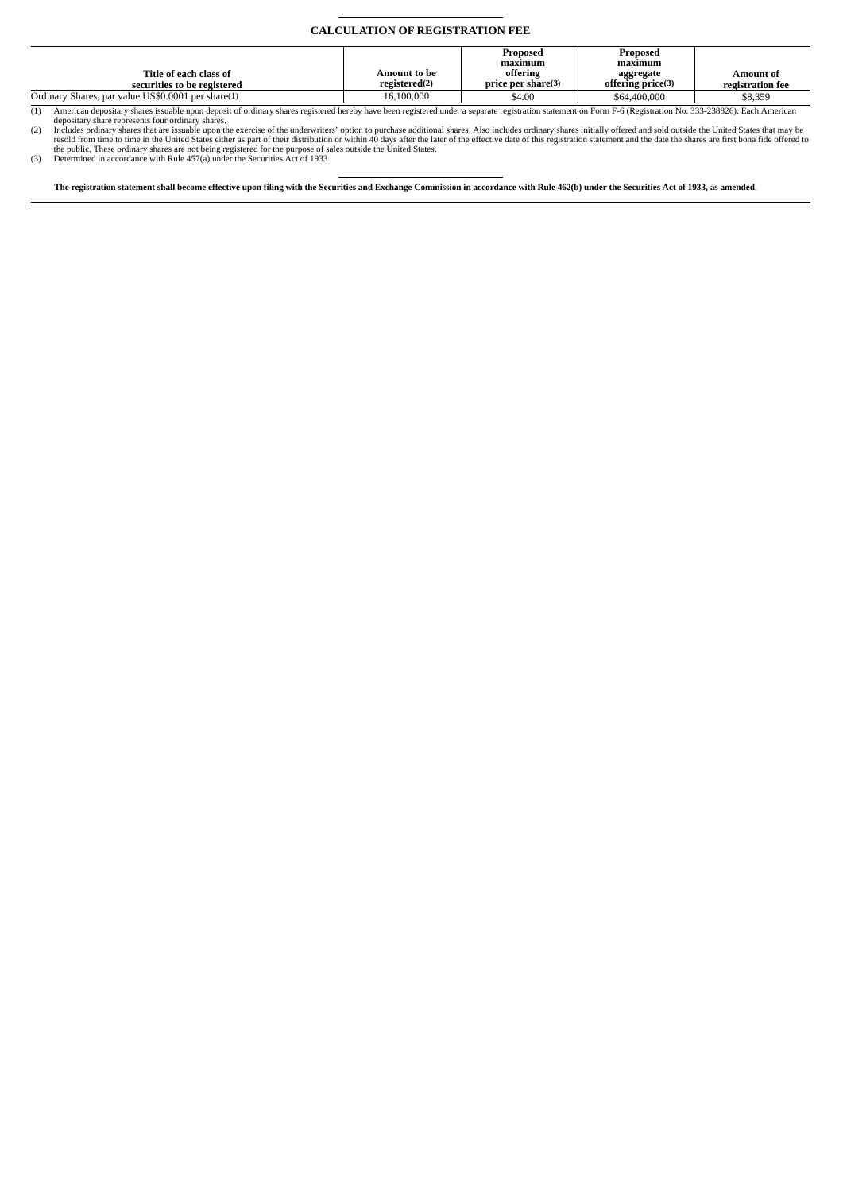## CALCULATION OF REGISTRATION FEE

| Title of each class of securities to be registered | Amount to be registered(2) | Proposed maximum offering price per share(3) | Proposed maximum aggregate offering price(3) | Amount of registration fee |
|---|---|---|---|---|
| Ordinary Shares, par value US$0.0001 per share(1) | 16,100,000 | \$4.00 | \$64,400,000 | \$8,359 |

(1) American depositary shares issuable upon deposit of ordinary shares registered hereby have been registered under a separate registration statement on Form F-6 (Registration No. 333-238826). Each American depositary share represents four ordinary shares.

(2) Includes ordinary shares that are issuable upon the exercise of the underwriters' option to purchase additional shares. Also includes ordinary shares initially offered and sold outside the United States that may be resold from time to time in the United States either as part of their distribution or within 40 days after the later of the effective date of this registration statement and the date the shares are first bona fide offered to the public. These ordinary shares are not being registered for the purpose of sales outside the United States.

(3) Determined in accordance with Rule 457(a) under the Securities Act of 1933.

**The registration statement shall become effective upon filing with the Securities and Exchange Commission in accordance with Rule 462(b) under the Securities Act of 1933, as amended.**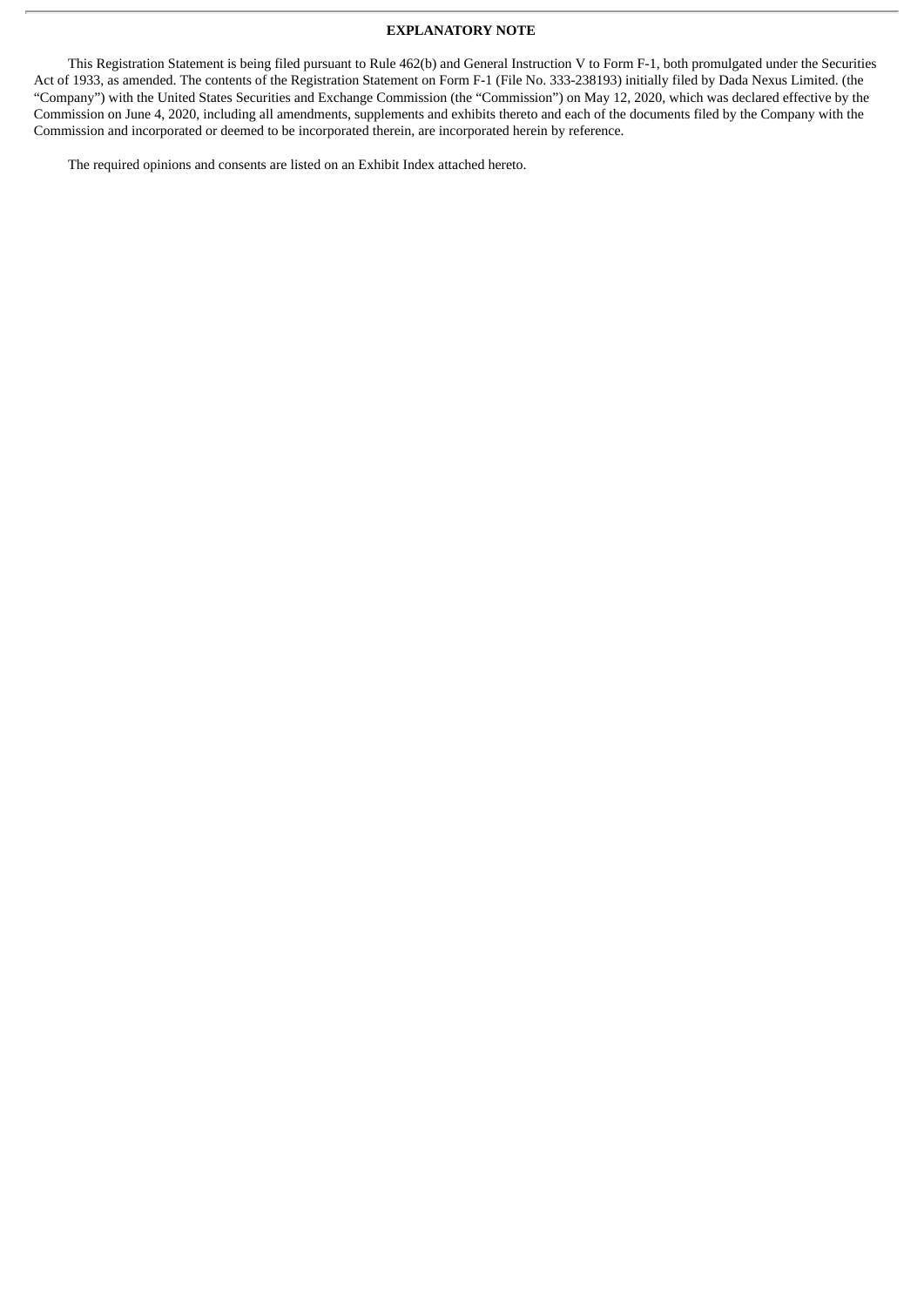**EXPLANATORY NOTE**

This Registration Statement is being filed pursuant to Rule 462(b) and General Instruction V to Form F-1, both promulgated under the Securities Act of 1933, as amended. The contents of the Registration Statement on Form F-1 (File No. 333-238193) initially filed by Dada Nexus Limited. (the "Company") with the United States Securities and Exchange Commission (the "Commission") on May 12, 2020, which was declared effective by the Commission on June 4, 2020, including all amendments, supplements and exhibits thereto and each of the documents filed by the Company with the Commission and incorporated or deemed to be incorporated therein, are incorporated herein by reference.

The required opinions and consents are listed on an Exhibit Index attached hereto.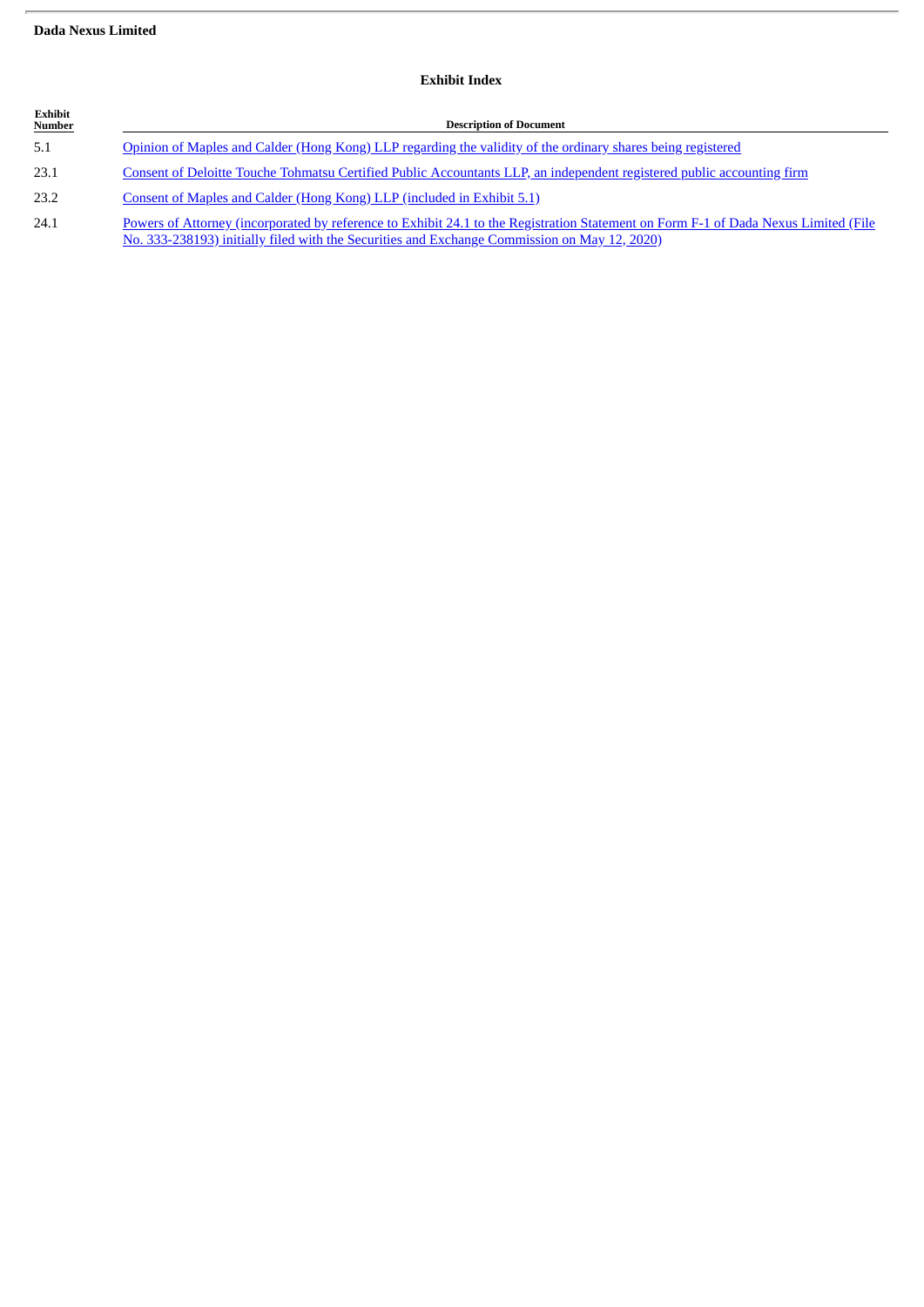**Dada Nexus Limited**

## Exhibit Index

| Exhibit Number | Description of Document |
|---|---|
| 5.1 | Opinion of Maples and Calder (Hong Kong) LLP regarding the validity of the ordinary shares being registered |
| 23.1 | Consent of Deloitte Touche Tohmatsu Certified Public Accountants LLP, an independent registered public accounting firm |
| 23.2 | Consent of Maples and Calder (Hong Kong) LLP (included in Exhibit 5.1) |
| 24.1 | Powers of Attorney (incorporated by reference to Exhibit 24.1 to the Registration Statement on Form F-1 of Dada Nexus Limited (File No. 333-238193) initially filed with the Securities and Exchange Commission on May 12, 2020) |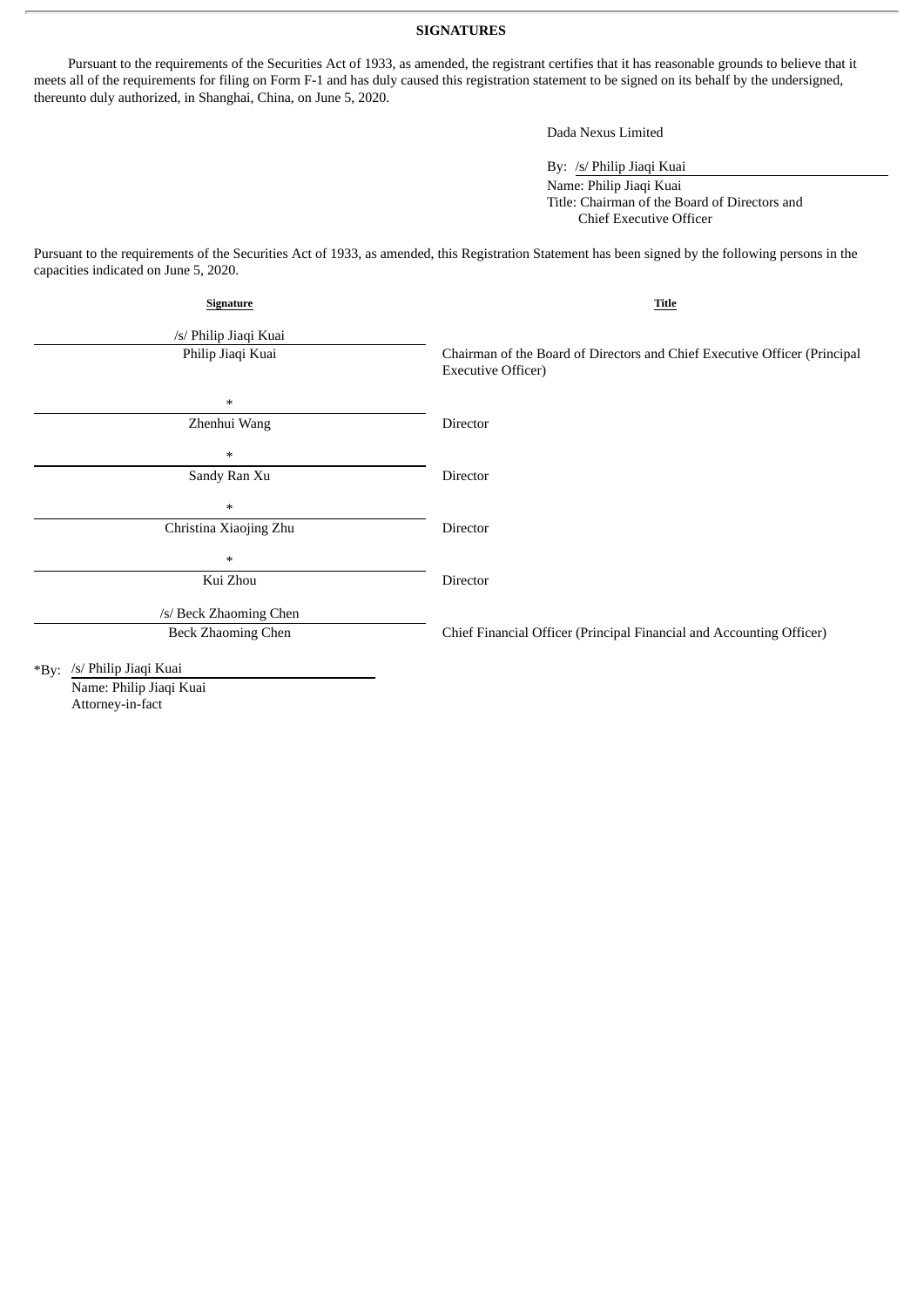**SIGNATURES**

Pursuant to the requirements of the Securities Act of 1933, as amended, the registrant certifies that it has reasonable grounds to believe that it meets all of the requirements for filing on Form F-1 and has duly caused this registration statement to be signed on its behalf by the undersigned, thereunto duly authorized, in Shanghai, China, on June 5, 2020.

Dada Nexus Limited

By: /s/ Philip Jiaqi Kuai
Name: Philip Jiaqi Kuai
Title: Chairman of the Board of Directors and Chief Executive Officer

Pursuant to the requirements of the Securities Act of 1933, as amended, this Registration Statement has been signed by the following persons in the capacities indicated on June 5, 2020.

| Signature | Title |
|---|---|
| /s/ Philip Jiaqi Kuai<br>Philip Jiaqi Kuai | Chairman of the Board of Directors and Chief Executive Officer (Principal Executive Officer) |
| *<br>Zhenhui Wang | Director |
| *<br>Sandy Ran Xu | Director |
| *<br>Christina Xiaojing Zhu | Director |
| *<br>Kui Zhou | Director |
| /s/ Beck Zhaoming Chen<br>Beck Zhaoming Chen | Chief Financial Officer (Principal Financial and Accounting Officer) |

*By: /s/ Philip Jiaqi Kuai
Name: Philip Jiaqi Kuai
Attorney-in-fact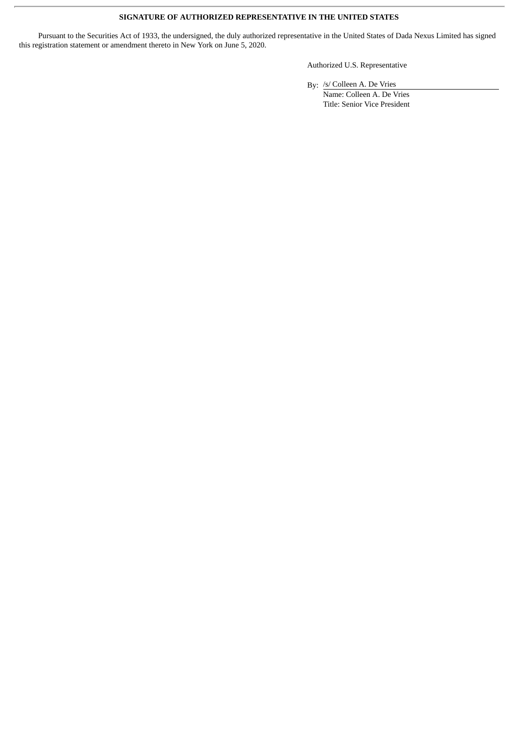**SIGNATURE OF AUTHORIZED REPRESENTATIVE IN THE UNITED STATES**

Pursuant to the Securities Act of 1933, the undersigned, the duly authorized representative in the United States of Dada Nexus Limited has signed this registration statement or amendment thereto in New York on June 5, 2020.

Authorized U.S. Representative

By: /s/ Colleen A. De Vries
Name: Colleen A. De Vries
Title: Senior Vice President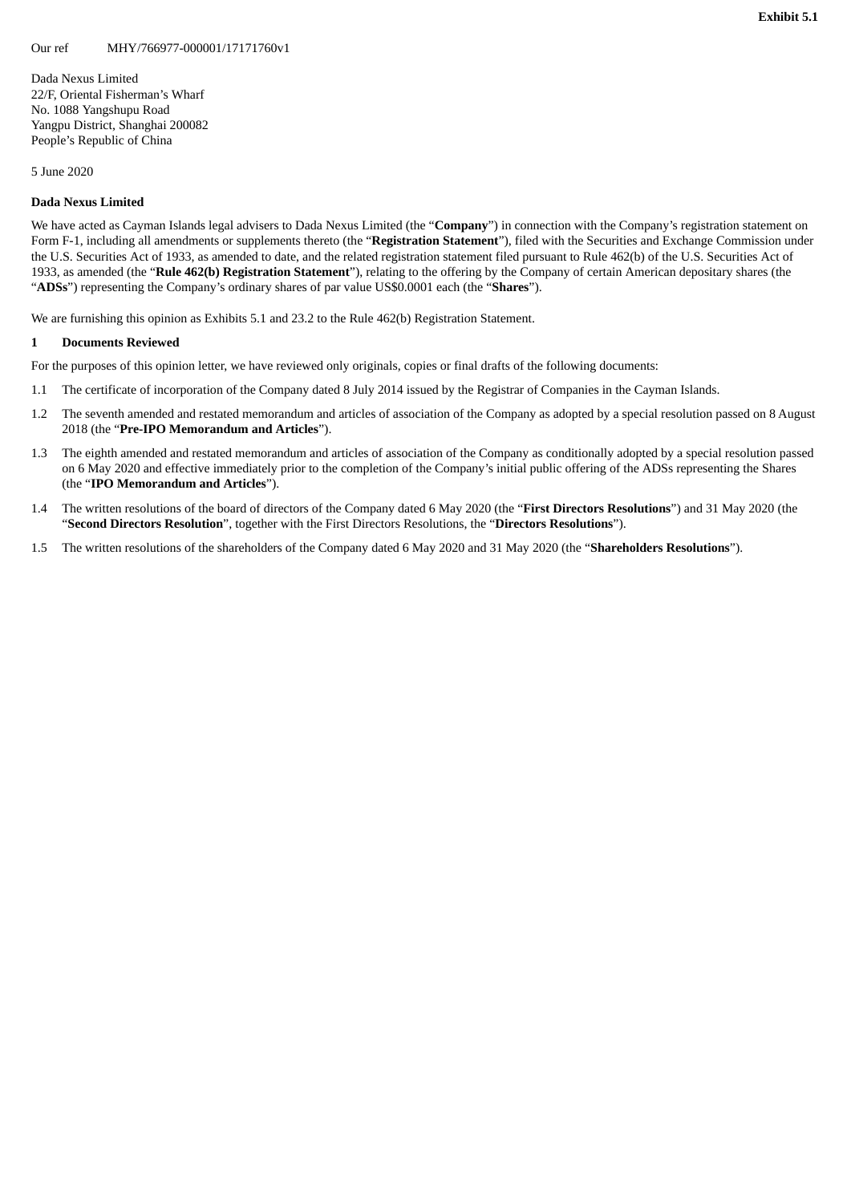**Exhibit 5.1**

Our ref MHY/766977-000001/17171760v1

Dada Nexus Limited
22/F, Oriental Fisherman's Wharf
No. 1088 Yangshupu Road
Yangpu District, Shanghai 200082
People's Republic of China

5 June 2020

**Dada Nexus Limited**

We have acted as Cayman Islands legal advisers to Dada Nexus Limited (the "**Company**") in connection with the Company's registration statement on Form F-1, including all amendments or supplements thereto (the "**Registration Statement**"), filed with the Securities and Exchange Commission under the U.S. Securities Act of 1933, as amended to date, and the related registration statement filed pursuant to Rule 462(b) of the U.S. Securities Act of 1933, as amended (the "**Rule 462(b) Registration Statement**"), relating to the offering by the Company of certain American depositary shares (the "**ADSs**") representing the Company's ordinary shares of par value US$0.0001 each (the "**Shares**").

We are furnishing this opinion as Exhibits 5.1 and 23.2 to the Rule 462(b) Registration Statement.

## 1 Documents Reviewed

For the purposes of this opinion letter, we have reviewed only originals, copies or final drafts of the following documents:

1.1 The certificate of incorporation of the Company dated 8 July 2014 issued by the Registrar of Companies in the Cayman Islands.

1.2 The seventh amended and restated memorandum and articles of association of the Company as adopted by a special resolution passed on 8 August 2018 (the "**Pre-IPO Memorandum and Articles**").

1.3 The eighth amended and restated memorandum and articles of association of the Company as conditionally adopted by a special resolution passed on 6 May 2020 and effective immediately prior to the completion of the Company's initial public offering of the ADSs representing the Shares (the "**IPO Memorandum and Articles**").

1.4 The written resolutions of the board of directors of the Company dated 6 May 2020 (the "**First Directors Resolutions**") and 31 May 2020 (the "**Second Directors Resolution**", together with the First Directors Resolutions, the "**Directors Resolutions**").

1.5 The written resolutions of the shareholders of the Company dated 6 May 2020 and 31 May 2020 (the "**Shareholders Resolutions**").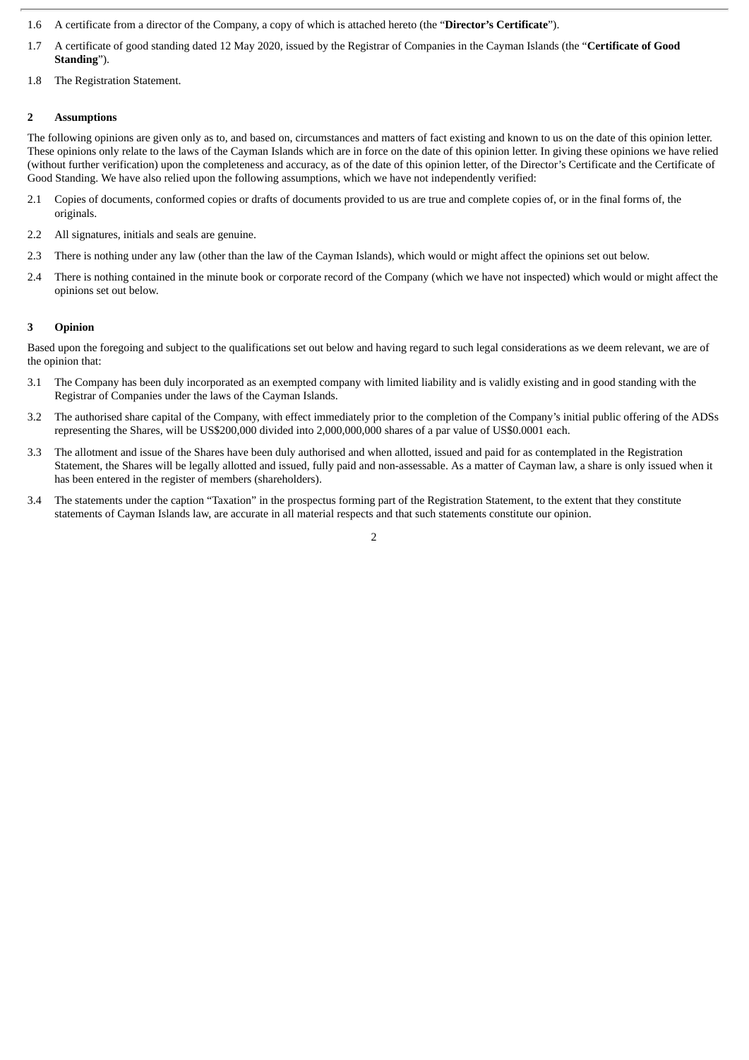1.6 A certificate from a director of the Company, a copy of which is attached hereto (the "**Director's Certificate**").

1.7 A certificate of good standing dated 12 May 2020, issued by the Registrar of Companies in the Cayman Islands (the "**Certificate of Good Standing**").

1.8 The Registration Statement.

## 2 Assumptions

The following opinions are given only as to, and based on, circumstances and matters of fact existing and known to us on the date of this opinion letter. These opinions only relate to the laws of the Cayman Islands which are in force on the date of this opinion letter. In giving these opinions we have relied (without further verification) upon the completeness and accuracy, as of the date of this opinion letter, of the Director's Certificate and the Certificate of Good Standing. We have also relied upon the following assumptions, which we have not independently verified:

2.1 Copies of documents, conformed copies or drafts of documents provided to us are true and complete copies of, or in the final forms of, the originals.

2.2 All signatures, initials and seals are genuine.

2.3 There is nothing under any law (other than the law of the Cayman Islands), which would or might affect the opinions set out below.

2.4 There is nothing contained in the minute book or corporate record of the Company (which we have not inspected) which would or might affect the opinions set out below.

## 3 Opinion

Based upon the foregoing and subject to the qualifications set out below and having regard to such legal considerations as we deem relevant, we are of the opinion that:

3.1 The Company has been duly incorporated as an exempted company with limited liability and is validly existing and in good standing with the Registrar of Companies under the laws of the Cayman Islands.

3.2 The authorised share capital of the Company, with effect immediately prior to the completion of the Company's initial public offering of the ADSs representing the Shares, will be US$200,000 divided into 2,000,000,000 shares of a par value of US$0.0001 each.

3.3 The allotment and issue of the Shares have been duly authorised and when allotted, issued and paid for as contemplated in the Registration Statement, the Shares will be legally allotted and issued, fully paid and non-assessable. As a matter of Cayman law, a share is only issued when it has been entered in the register of members (shareholders).

3.4 The statements under the caption "Taxation" in the prospectus forming part of the Registration Statement, to the extent that they constitute statements of Cayman Islands law, are accurate in all material respects and that such statements constitute our opinion.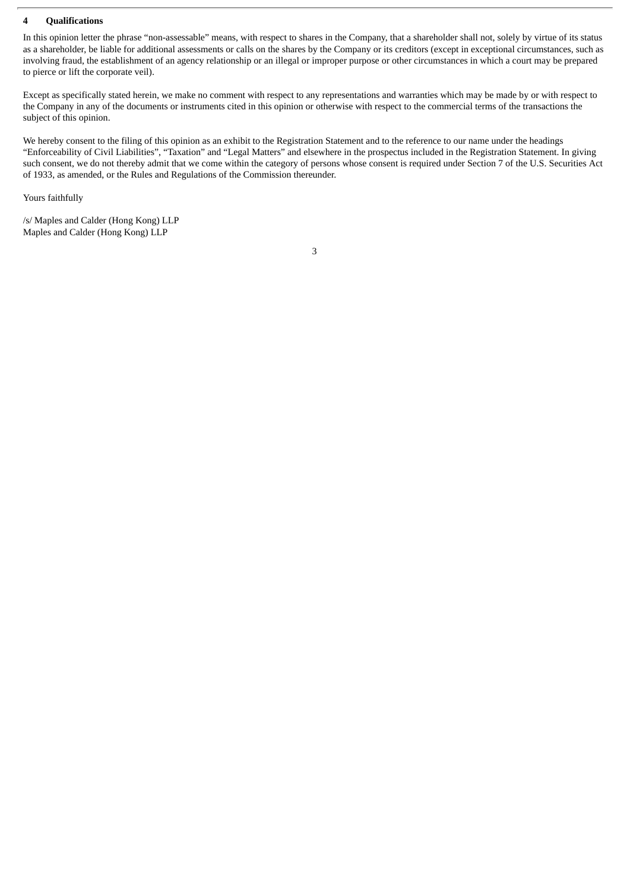## 4 Qualifications

In this opinion letter the phrase "non-assessable" means, with respect to shares in the Company, that a shareholder shall not, solely by virtue of its status as a shareholder, be liable for additional assessments or calls on the shares by the Company or its creditors (except in exceptional circumstances, such as involving fraud, the establishment of an agency relationship or an illegal or improper purpose or other circumstances in which a court may be prepared to pierce or lift the corporate veil).

Except as specifically stated herein, we make no comment with respect to any representations and warranties which may be made by or with respect to the Company in any of the documents or instruments cited in this opinion or otherwise with respect to the commercial terms of the transactions the subject of this opinion.

We hereby consent to the filing of this opinion as an exhibit to the Registration Statement and to the reference to our name under the headings "Enforceability of Civil Liabilities", "Taxation" and "Legal Matters" and elsewhere in the prospectus included in the Registration Statement. In giving such consent, we do not thereby admit that we come within the category of persons whose consent is required under Section 7 of the U.S. Securities Act of 1933, as amended, or the Rules and Regulations of the Commission thereunder.

Yours faithfully

/s/ Maples and Calder (Hong Kong) LLP
Maples and Calder (Hong Kong) LLP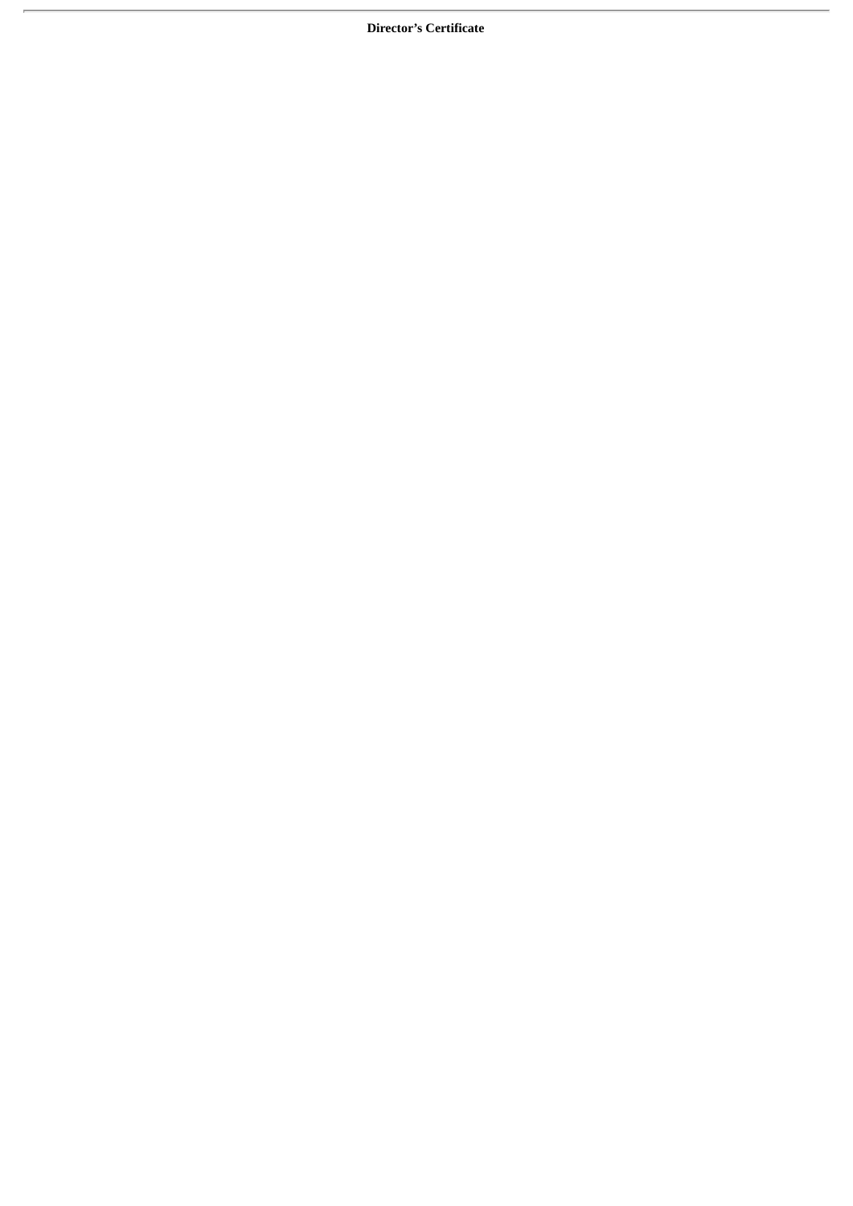**Director’s Certificate**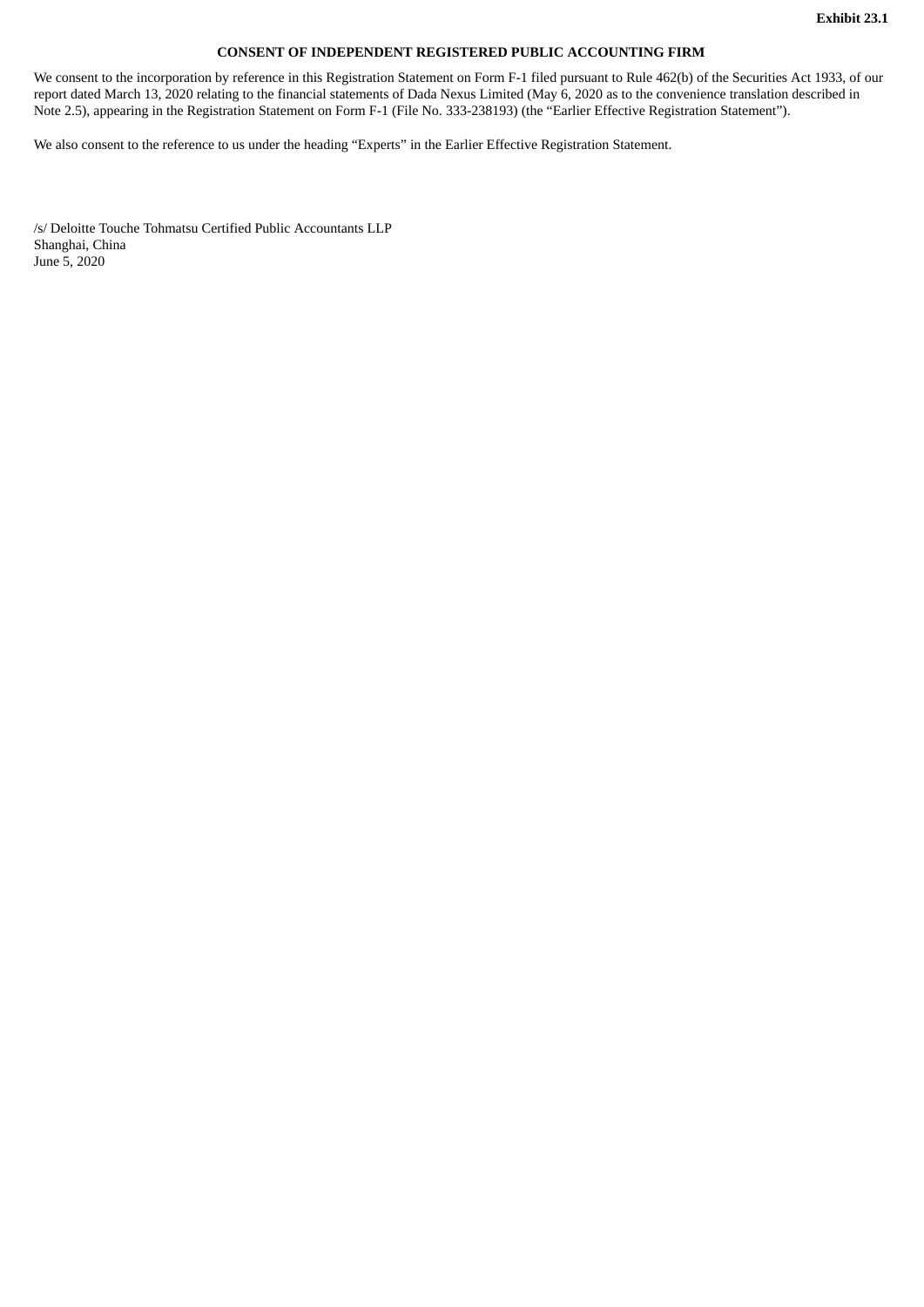**Exhibit 23.1**

# CONSENT OF INDEPENDENT REGISTERED PUBLIC ACCOUNTING FIRM

We consent to the incorporation by reference in this Registration Statement on Form F-1 filed pursuant to Rule 462(b) of the Securities Act 1933, of our report dated March 13, 2020 relating to the financial statements of Dada Nexus Limited (May 6, 2020 as to the convenience translation described in Note 2.5), appearing in the Registration Statement on Form F-1 (File No. 333-238193) (the "Earlier Effective Registration Statement").

We also consent to the reference to us under the heading "Experts" in the Earlier Effective Registration Statement.

/s/ Deloitte Touche Tohmatsu Certified Public Accountants LLP
Shanghai, China
June 5, 2020